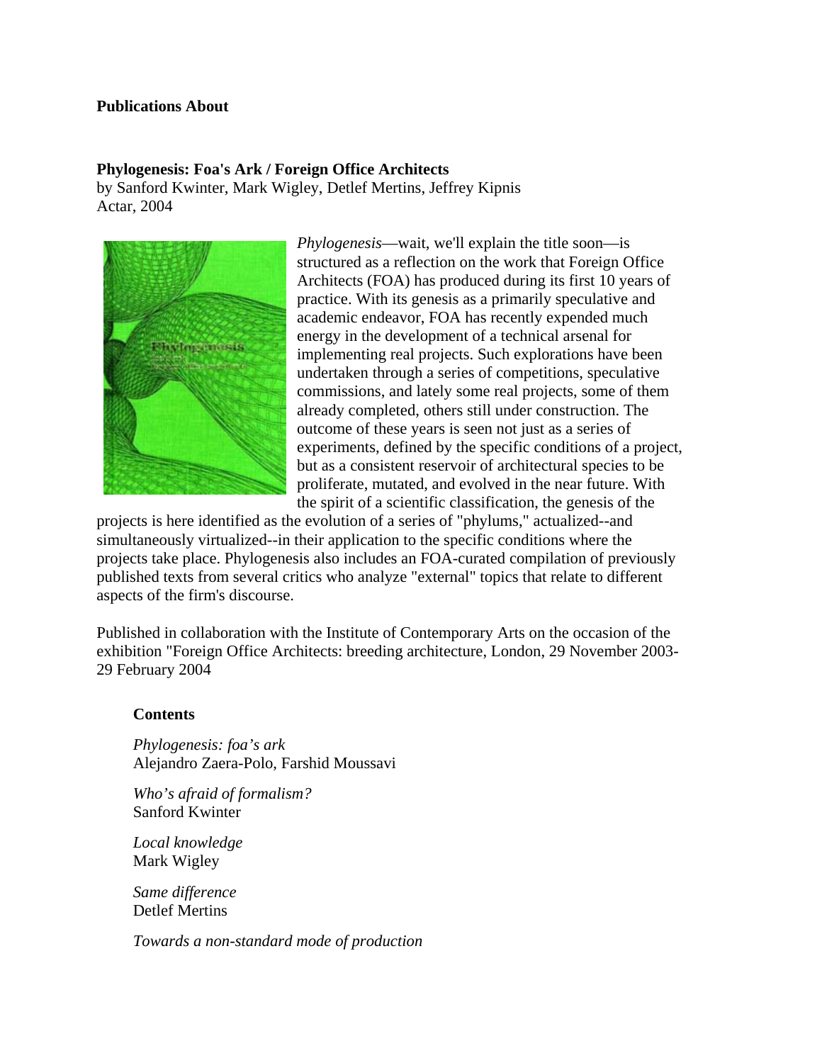**Publications About**

**Phylogenesis: Foa's Ark / Foreign Office Architects**
by Sanford Kwinter, Mark Wigley, Detlef Mertins, Jeffrey Kipnis
Actar, 2004

*Phylogenesis*—wait, we'll explain the title soon—is structured as a reflection on the work that Foreign Office Architects (FOA) has produced during its first 10 years of practice. With its genesis as a primarily speculative and academic endeavor, FOA has recently expended much energy in the development of a technical arsenal for implementing real projects. Such explorations have been undertaken through a series of competitions, speculative commissions, and lately some real projects, some of them already completed, others still under construction. The outcome of these years is seen not just as a series of experiments, defined by the specific conditions of a project, but as a consistent reservoir of architectural species to be proliferate, mutated, and evolved in the near future. With the spirit of a scientific classification, the genesis of the projects is here identified as the evolution of a series of "phylums," actualized--and simultaneously virtualized--in their application to the specific conditions where the projects take place. Phylogenesis also includes an FOA-curated compilation of previously published texts from several critics who analyze "external" topics that relate to different aspects of the firm's discourse.

Published in collaboration with the Institute of Contemporary Arts on the occasion of the exhibition "Foreign Office Architects: breeding architecture, London, 29 November 2003-29 February 2004

**Contents**

*Phylogenesis: foa's ark*
Alejandro Zaera-Polo, Farshid Moussavi

*Who's afraid of formalism?*
Sanford Kwinter

*Local knowledge*
Mark Wigley

*Same difference*
Detlef Mertins

*Towards a non-standard mode of production*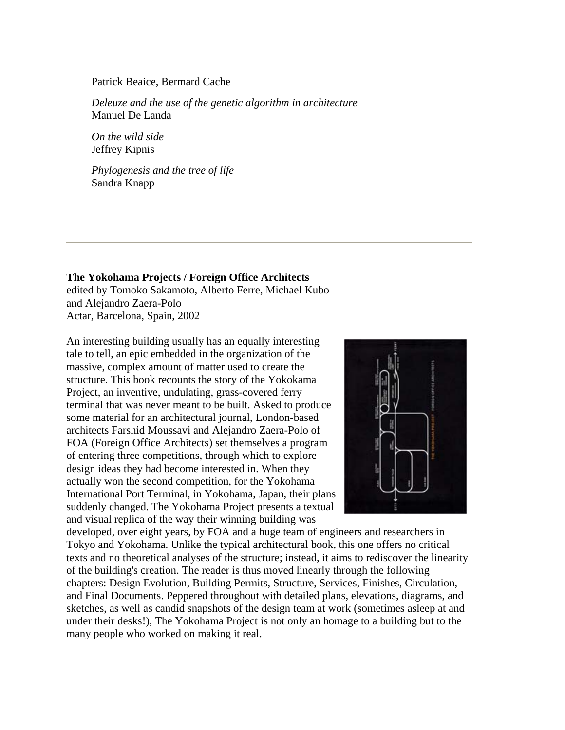Patrick Beaice, Bermard Cache

*Deleuze and the use of the genetic algorithm in architecture*
Manuel De Landa

*On the wild side*
Jeffrey Kipnis

*Phylogenesis and the tree of life*
Sandra Knapp

---

**The Yokohama Projects / Foreign Office Architects**
edited by Tomoko Sakamoto, Alberto Ferre, Michael Kubo and Alejandro Zaera-Polo
Actar, Barcelona, Spain, 2002

An interesting building usually has an equally interesting tale to tell, an epic embedded in the organization of the massive, complex amount of matter used to create the structure. This book recounts the story of the Yokokama Project, an inventive, undulating, grass-covered ferry terminal that was never meant to be built. Asked to produce some material for an architectural journal, London-based architects Farshid Moussavi and Alejandro Zaera-Polo of FOA (Foreign Office Architects) set themselves a program of entering three competitions, through which to explore design ideas they had become interested in. When they actually won the second competition, for the Yokohama International Port Terminal, in Yokohama, Japan, their plans suddenly changed. The Yokohama Project presents a textual and visual replica of the way their winning building was developed, over eight years, by FOA and a huge team of engineers and researchers in Tokyo and Yokohama. Unlike the typical architectural book, this one offers no critical texts and no theoretical analyses of the structure; instead, it aims to rediscover the linearity of the building's creation. The reader is thus moved linearly through the following chapters: Design Evolution, Building Permits, Structure, Services, Finishes, Circulation, and Final Documents. Peppered throughout with detailed plans, elevations, diagrams, and sketches, as well as candid snapshots of the design team at work (sometimes asleep at and under their desks!), The Yokohama Project is not only an homage to a building but to the many people who worked on making it real.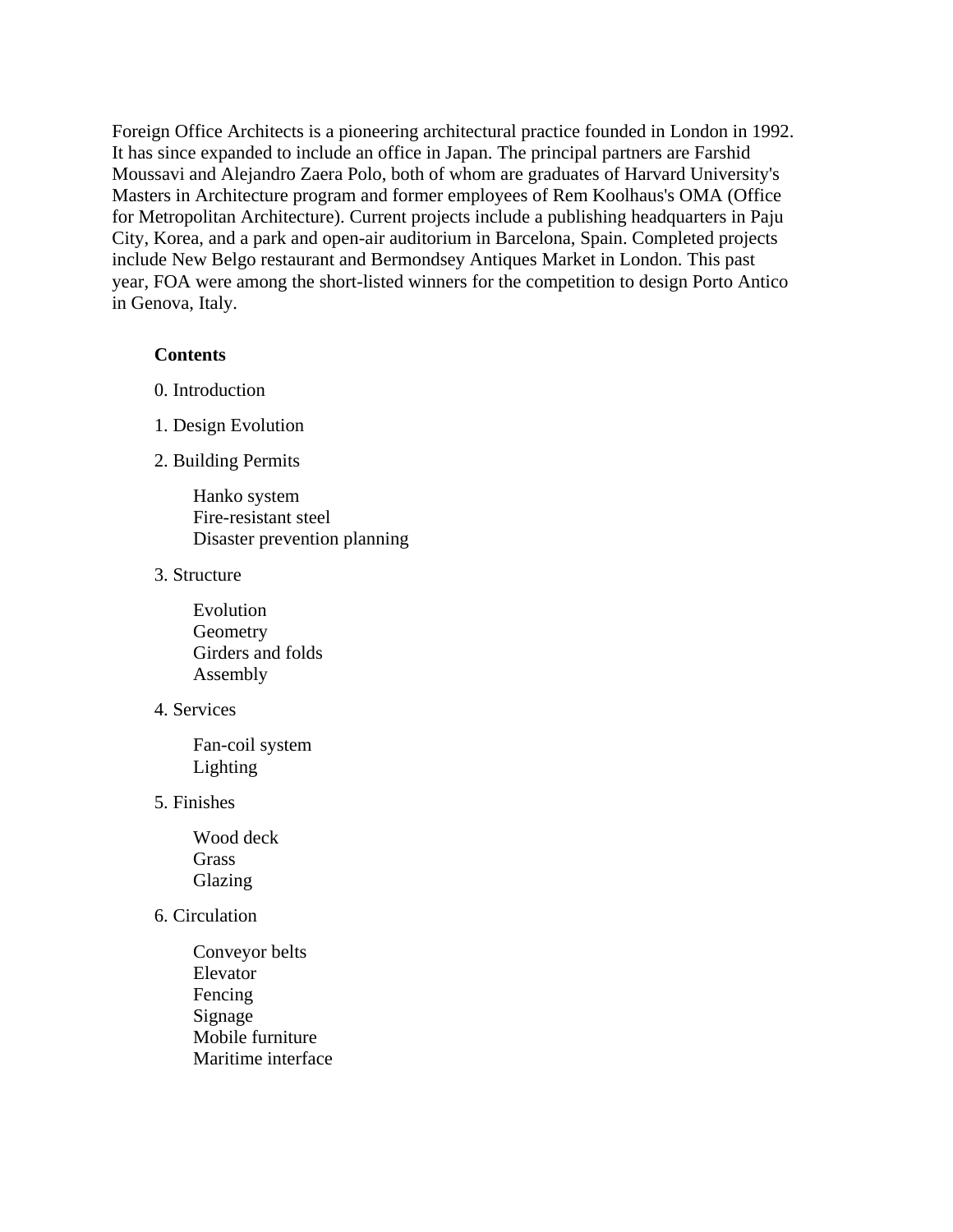Foreign Office Architects is a pioneering architectural practice founded in London in 1992. It has since expanded to include an office in Japan. The principal partners are Farshid Moussavi and Alejandro Zaera Polo, both of whom are graduates of Harvard University's Masters in Architecture program and former employees of Rem Koolhaus's OMA (Office for Metropolitan Architecture). Current projects include a publishing headquarters in Paju City, Korea, and a park and open-air auditorium in Barcelona, Spain. Completed projects include New Belgo restaurant and Bermondsey Antiques Market in London. This past year, FOA were among the short-listed winners for the competition to design Porto Antico in Genova, Italy.

**Contents**

0. Introduction

1. Design Evolution

2. Building Permits

    Hanko system
    Fire-resistant steel
    Disaster prevention planning

3. Structure

    Evolution
    Geometry
    Girders and folds
    Assembly

4. Services

    Fan-coil system
    Lighting

5. Finishes

    Wood deck
    Grass
    Glazing

6. Circulation

    Conveyor belts
    Elevator
    Fencing
    Signage
    Mobile furniture
    Maritime interface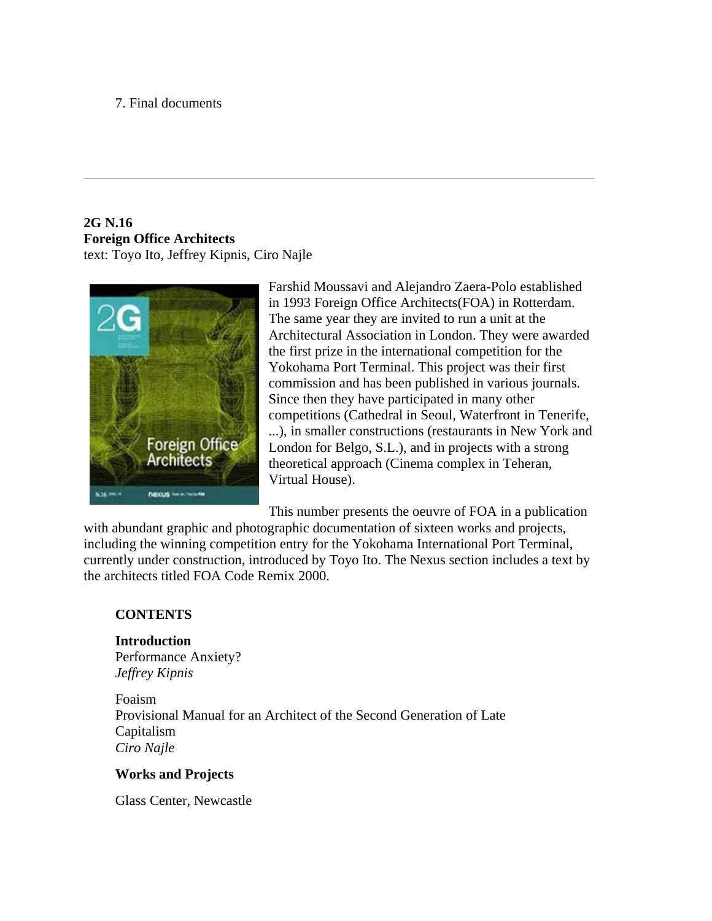7. Final documents

---

**2G N.16**
**Foreign Office Architects**
text: Toyo Ito, Jeffrey Kipnis, Ciro Najle

Farshid Moussavi and Alejandro Zaera-Polo established in 1993 Foreign Office Architects(FOA) in Rotterdam. The same year they are invited to run a unit at the Architectural Association in London. They were awarded the first prize in the international competition for the Yokohama Port Terminal. This project was their first commission and has been published in various journals. Since then they have participated in many other competitions (Cathedral in Seoul, Waterfront in Tenerife, ...), in smaller constructions (restaurants in New York and London for Belgo, S.L.), and in projects with a strong theoretical approach (Cinema complex in Teheran, Virtual House).

This number presents the oeuvre of FOA in a publication with abundant graphic and photographic documentation of sixteen works and projects, including the winning competition entry for the Yokohama International Port Terminal, currently under construction, introduced by Toyo Ito. The Nexus section includes a text by the architects titled FOA Code Remix 2000.

**CONTENTS**

**Introduction**
Performance Anxiety?
*Jeffrey Kipnis*

Foaism
Provisional Manual for an Architect of the Second Generation of Late Capitalism
*Ciro Najle*

**Works and Projects**

Glass Center, Newcastle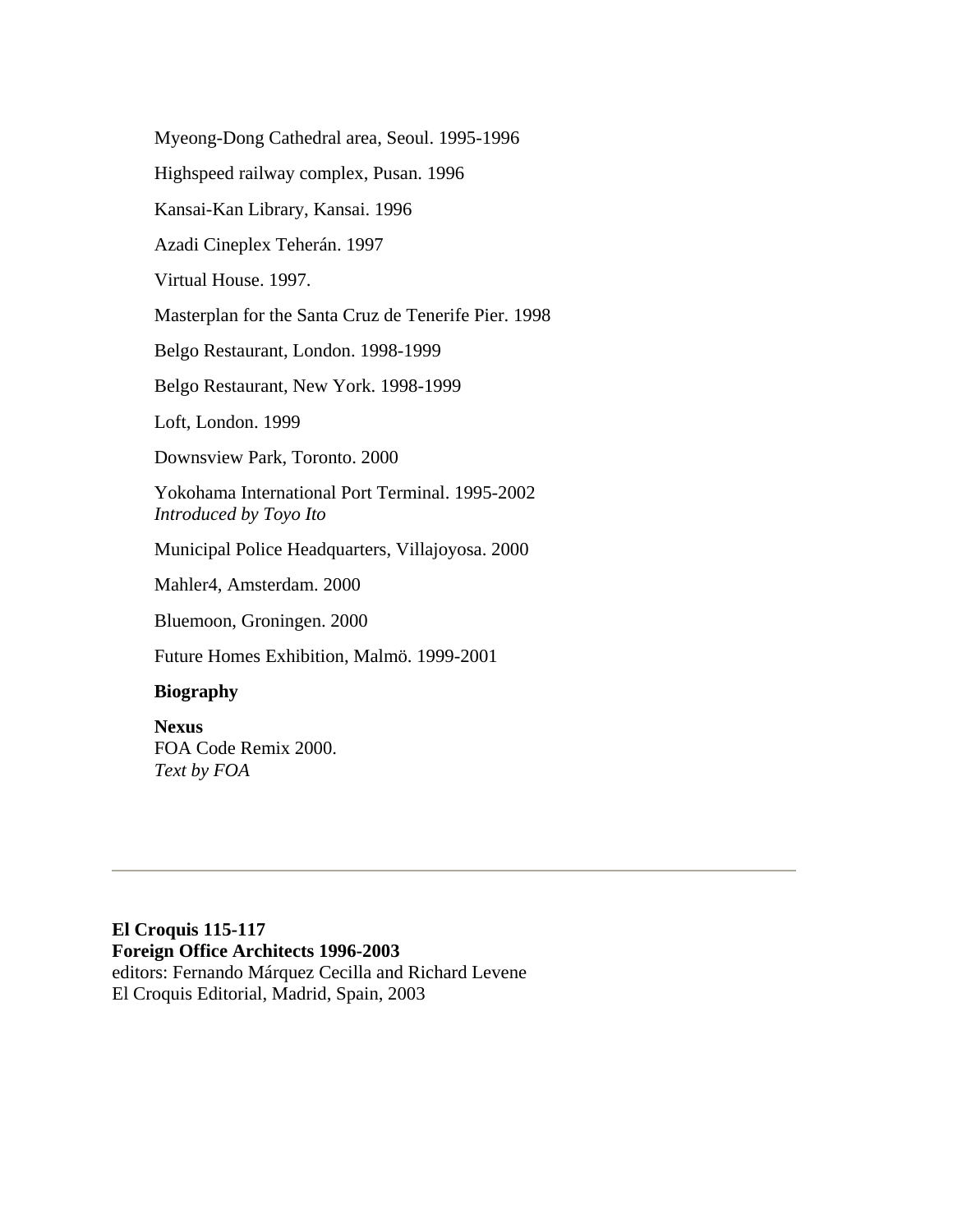Myeong-Dong Cathedral area, Seoul. 1995-1996

Highspeed railway complex, Pusan. 1996

Kansai-Kan Library, Kansai. 1996

Azadi Cineplex Teherán. 1997

Virtual House. 1997.

Masterplan for the Santa Cruz de Tenerife Pier. 1998

Belgo Restaurant, London. 1998-1999

Belgo Restaurant, New York. 1998-1999

Loft, London. 1999

Downsview Park, Toronto. 2000

Yokohama International Port Terminal. 1995-2002
*Introduced by Toyo Ito*

Municipal Police Headquarters, Villajoyosa. 2000

Mahler4, Amsterdam. 2000

Bluemoon, Groningen. 2000

Future Homes Exhibition, Malmö. 1999-2001

**Biography**

**Nexus**
FOA Code Remix 2000.
*Text by FOA*

---

**El Croquis 115-117**
**Foreign Office Architects 1996-2003**
editors: Fernando Márquez Cecilla and Richard Levene
El Croquis Editorial, Madrid, Spain, 2003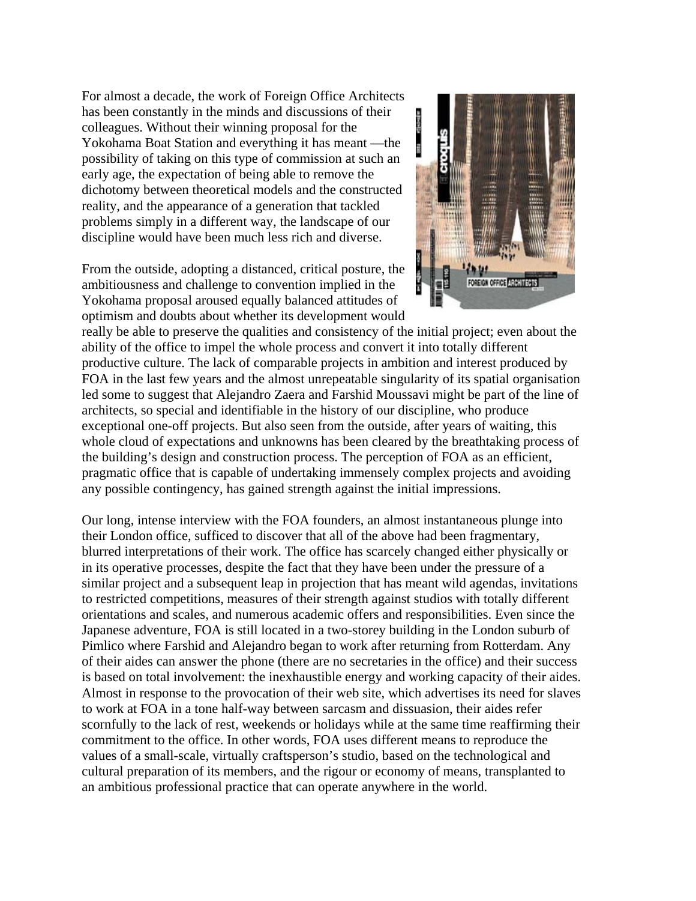For almost a decade, the work of Foreign Office Architects has been constantly in the minds and discussions of their colleagues. Without their winning proposal for the Yokohama Boat Station and everything it has meant —the possibility of taking on this type of commission at such an early age, the expectation of being able to remove the dichotomy between theoretical models and the constructed reality, and the appearance of a generation that tackled problems simply in a different way, the landscape of our discipline would have been much less rich and diverse.

From the outside, adopting a distanced, critical posture, the ambitiousness and challenge to convention implied in the Yokohama proposal aroused equally balanced attitudes of optimism and doubts about whether its development would really be able to preserve the qualities and consistency of the initial project; even about the ability of the office to impel the whole process and convert it into totally different productive culture. The lack of comparable projects in ambition and interest produced by FOA in the last few years and the almost unrepeatable singularity of its spatial organisation led some to suggest that Alejandro Zaera and Farshid Moussavi might be part of the line of architects, so special and identifiable in the history of our discipline, who produce exceptional one-off projects. But also seen from the outside, after years of waiting, this whole cloud of expectations and unknowns has been cleared by the breathtaking process of the building's design and construction process. The perception of FOA as an efficient, pragmatic office that is capable of undertaking immensely complex projects and avoiding any possible contingency, has gained strength against the initial impressions.

Our long, intense interview with the FOA founders, an almost instantaneous plunge into their London office, sufficed to discover that all of the above had been fragmentary, blurred interpretations of their work. The office has scarcely changed either physically or in its operative processes, despite the fact that they have been under the pressure of a similar project and a subsequent leap in projection that has meant wild agendas, invitations to restricted competitions, measures of their strength against studios with totally different orientations and scales, and numerous academic offers and responsibilities. Even since the Japanese adventure, FOA is still located in a two-storey building in the London suburb of Pimlico where Farshid and Alejandro began to work after returning from Rotterdam. Any of their aides can answer the phone (there are no secretaries in the office) and their success is based on total involvement: the inexhaustible energy and working capacity of their aides. Almost in response to the provocation of their web site, which advertises its need for slaves to work at FOA in a tone half-way between sarcasm and dissuasion, their aides refer scornfully to the lack of rest, weekends or holidays while at the same time reaffirming their commitment to the office. In other words, FOA uses different means to reproduce the values of a small-scale, virtually craftsperson's studio, based on the technological and cultural preparation of its members, and the rigour or economy of means, transplanted to an ambitious professional practice that can operate anywhere in the world.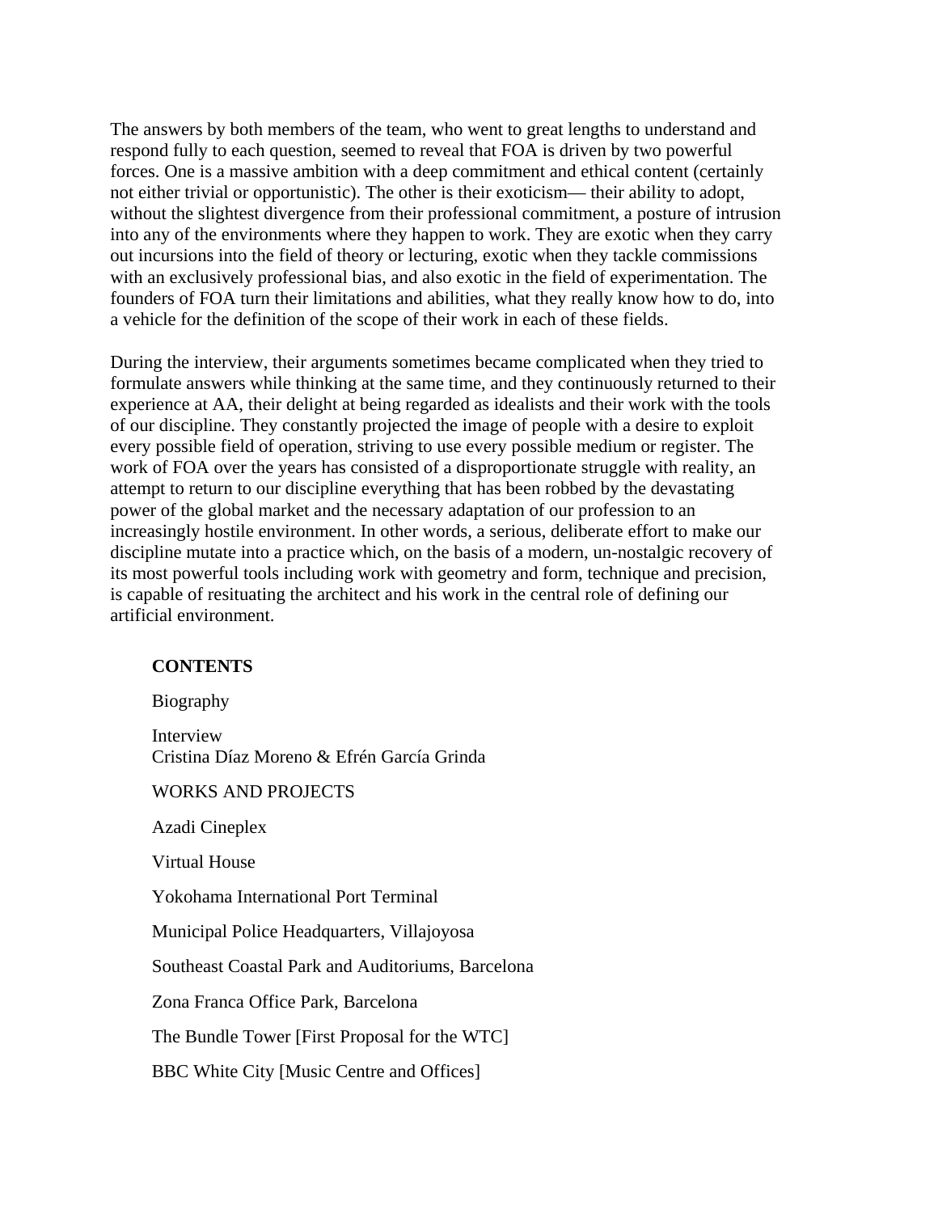The answers by both members of the team, who went to great lengths to understand and respond fully to each question, seemed to reveal that FOA is driven by two powerful forces. One is a massive ambition with a deep commitment and ethical content (certainly not either trivial or opportunistic). The other is their exoticism— their ability to adopt, without the slightest divergence from their professional commitment, a posture of intrusion into any of the environments where they happen to work. They are exotic when they carry out incursions into the field of theory or lecturing, exotic when they tackle commissions with an exclusively professional bias, and also exotic in the field of experimentation. The founders of FOA turn their limitations and abilities, what they really know how to do, into a vehicle for the definition of the scope of their work in each of these fields.

During the interview, their arguments sometimes became complicated when they tried to formulate answers while thinking at the same time, and they continuously returned to their experience at AA, their delight at being regarded as idealists and their work with the tools of our discipline. They constantly projected the image of people with a desire to exploit every possible field of operation, striving to use every possible medium or register. The work of FOA over the years has consisted of a disproportionate struggle with reality, an attempt to return to our discipline everything that has been robbed by the devastating power of the global market and the necessary adaptation of our profession to an increasingly hostile environment. In other words, a serious, deliberate effort to make our discipline mutate into a practice which, on the basis of a modern, un-nostalgic recovery of its most powerful tools including work with geometry and form, technique and precision, is capable of resituating the architect and his work in the central role of defining our artificial environment.

**CONTENTS**

Biography

Interview
Cristina Díaz Moreno & Efrén García Grinda

WORKS AND PROJECTS

Azadi Cineplex

Virtual House

Yokohama International Port Terminal

Municipal Police Headquarters, Villajoyosa

Southeast Coastal Park and Auditoriums, Barcelona

Zona Franca Office Park, Barcelona

The Bundle Tower [First Proposal for the WTC]

BBC White City [Music Centre and Offices]